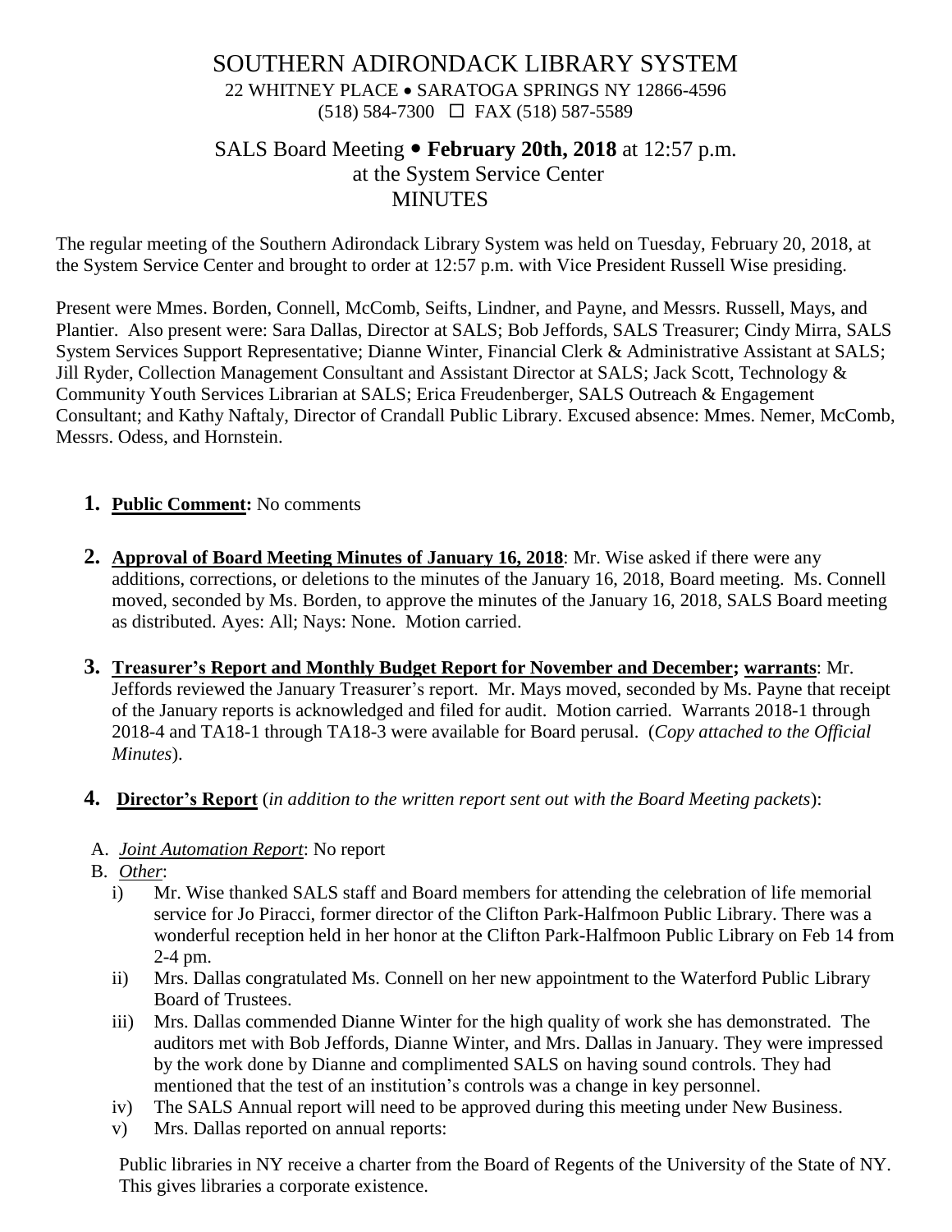# SOUTHERN ADIRONDACK LIBRARY SYSTEM

22 WHITNEY PLACE • SARATOGA SPRINGS NY 12866-4596
(518) 584-7300 ☐ FAX (518) 587-5589

## SALS Board Meeting • **February 20th, 2018** at 12:57 p.m.
## at the System Service Center
## MINUTES

The regular meeting of the Southern Adirondack Library System was held on Tuesday, February 20, 2018, at the System Service Center and brought to order at 12:57 p.m. with Vice President Russell Wise presiding.

Present were Mmes. Borden, Connell, McComb, Seifts, Lindner, and Payne, and Messrs. Russell, Mays, and Plantier. Also present were: Sara Dallas, Director at SALS; Bob Jeffords, SALS Treasurer; Cindy Mirra, SALS System Services Support Representative; Dianne Winter, Financial Clerk & Administrative Assistant at SALS; Jill Ryder, Collection Management Consultant and Assistant Director at SALS; Jack Scott, Technology & Community Youth Services Librarian at SALS; Erica Freudenberger, SALS Outreach & Engagement Consultant; and Kathy Naftaly, Director of Crandall Public Library. Excused absence: Mmes. Nemer, McComb, Messrs. Odess, and Hornstein.

1. **Public Comment:** No comments

2. **Approval of Board Meeting Minutes of January 16, 2018**: Mr. Wise asked if there were any additions, corrections, or deletions to the minutes of the January 16, 2018, Board meeting. Ms. Connell moved, seconded by Ms. Borden, to approve the minutes of the January 16, 2018, SALS Board meeting as distributed. Ayes: All; Nays: None. Motion carried.

3. **Treasurer's Report and Monthly Budget Report for November and December; warrants**: Mr. Jeffords reviewed the January Treasurer's report. Mr. Mays moved, seconded by Ms. Payne that receipt of the January reports is acknowledged and filed for audit. Motion carried. Warrants 2018-1 through 2018-4 and TA18-1 through TA18-3 were available for Board perusal. (*Copy attached to the Official Minutes*).

4. **Director's Report** (*in addition to the written report sent out with the Board Meeting packets*):

   A. *Joint Automation Report*: No report

   B. *Other*:

      i) Mr. Wise thanked SALS staff and Board members for attending the celebration of life memorial service for Jo Piracci, former director of the Clifton Park-Halfmoon Public Library. There was a wonderful reception held in her honor at the Clifton Park-Halfmoon Public Library on Feb 14 from 2-4 pm.

      ii) Mrs. Dallas congratulated Ms. Connell on her new appointment to the Waterford Public Library Board of Trustees.

      iii) Mrs. Dallas commended Dianne Winter for the high quality of work she has demonstrated. The auditors met with Bob Jeffords, Dianne Winter, and Mrs. Dallas in January. They were impressed by the work done by Dianne and complimented SALS on having sound controls. They had mentioned that the test of an institution's controls was a change in key personnel.

      iv) The SALS Annual report will need to be approved during this meeting under New Business.

      v) Mrs. Dallas reported on annual reports:

      Public libraries in NY receive a charter from the Board of Regents of the University of the State of NY. This gives libraries a corporate existence.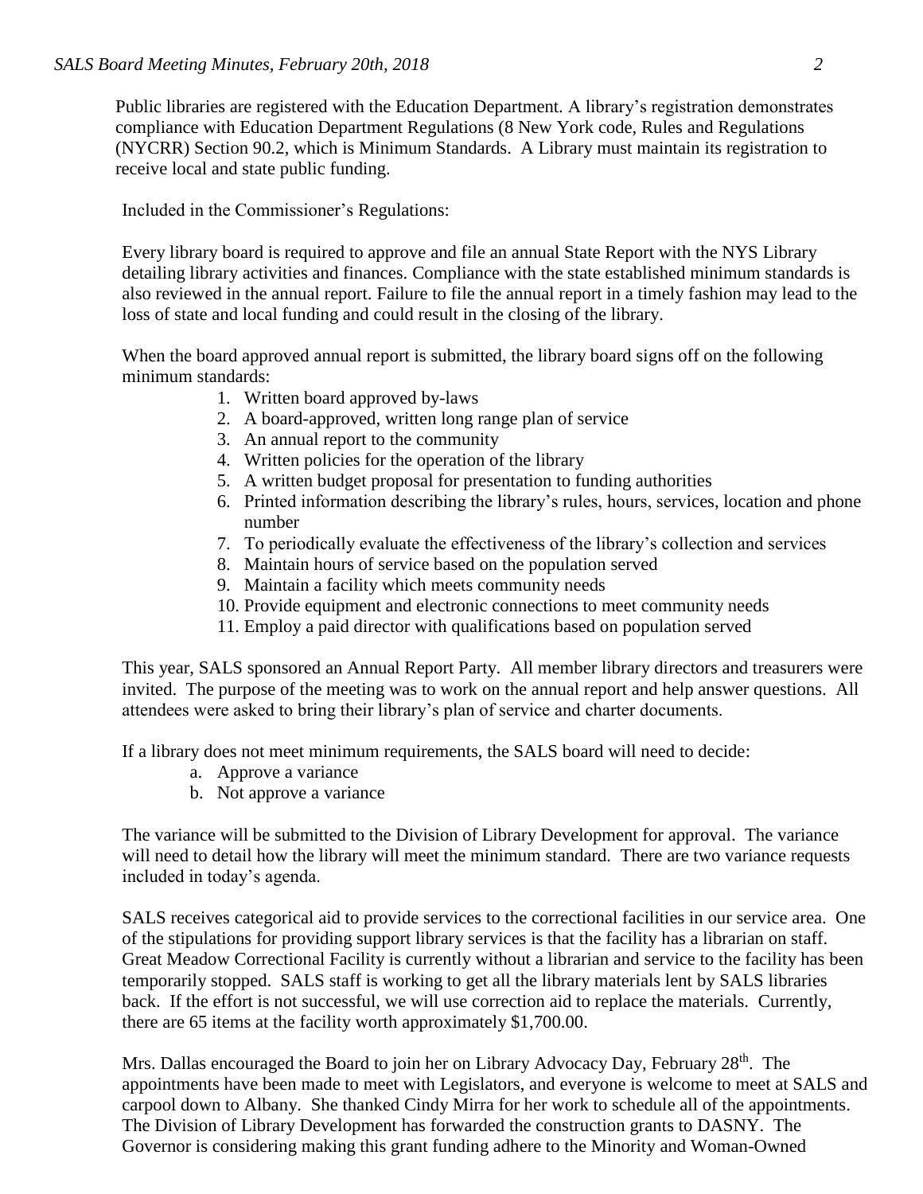Public libraries are registered with the Education Department. A library's registration demonstrates compliance with Education Department Regulations (8 New York code, Rules and Regulations (NYCRR) Section 90.2, which is Minimum Standards. A Library must maintain its registration to receive local and state public funding.

Included in the Commissioner's Regulations:

Every library board is required to approve and file an annual State Report with the NYS Library detailing library activities and finances. Compliance with the state established minimum standards is also reviewed in the annual report. Failure to file the annual report in a timely fashion may lead to the loss of state and local funding and could result in the closing of the library.

When the board approved annual report is submitted, the library board signs off on the following minimum standards:

1. Written board approved by-laws
2. A board-approved, written long range plan of service
3. An annual report to the community
4. Written policies for the operation of the library
5. A written budget proposal for presentation to funding authorities
6. Printed information describing the library's rules, hours, services, location and phone number
7. To periodically evaluate the effectiveness of the library's collection and services
8. Maintain hours of service based on the population served
9. Maintain a facility which meets community needs
10. Provide equipment and electronic connections to meet community needs
11. Employ a paid director with qualifications based on population served

This year, SALS sponsored an Annual Report Party. All member library directors and treasurers were invited. The purpose of the meeting was to work on the annual report and help answer questions. All attendees were asked to bring their library's plan of service and charter documents.

If a library does not meet minimum requirements, the SALS board will need to decide:

a. Approve a variance
b. Not approve a variance

The variance will be submitted to the Division of Library Development for approval. The variance will need to detail how the library will meet the minimum standard. There are two variance requests included in today's agenda.

SALS receives categorical aid to provide services to the correctional facilities in our service area. One of the stipulations for providing support library services is that the facility has a librarian on staff. Great Meadow Correctional Facility is currently without a librarian and service to the facility has been temporarily stopped. SALS staff is working to get all the library materials lent by SALS libraries back. If the effort is not successful, we will use correction aid to replace the materials. Currently, there are 65 items at the facility worth approximately $1,700.00.

Mrs. Dallas encouraged the Board to join her on Library Advocacy Day, February 28th. The appointments have been made to meet with Legislators, and everyone is welcome to meet at SALS and carpool down to Albany. She thanked Cindy Mirra for her work to schedule all of the appointments. The Division of Library Development has forwarded the construction grants to DASNY. The Governor is considering making this grant funding adhere to the Minority and Woman-Owned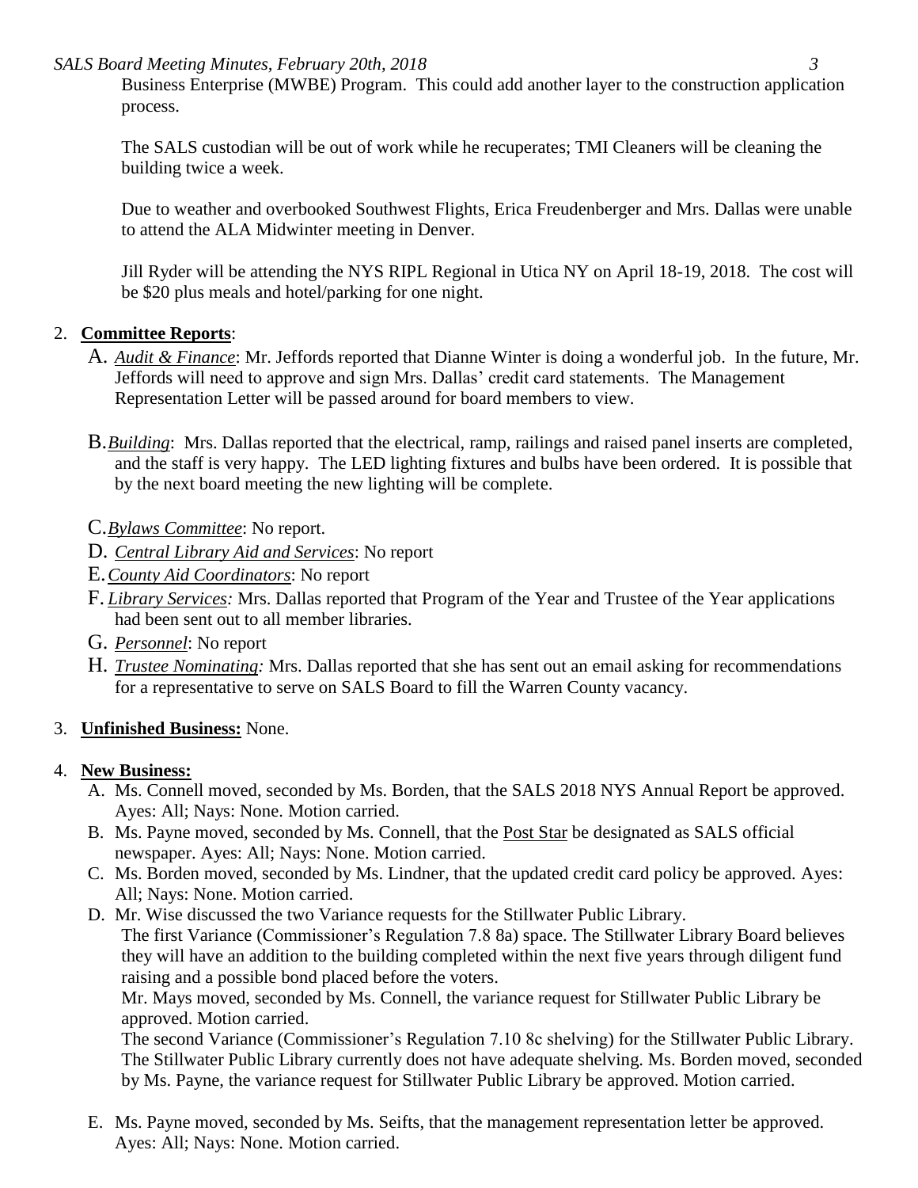Business Enterprise (MWBE) Program. This could add another layer to the construction application process.

The SALS custodian will be out of work while he recuperates; TMI Cleaners will be cleaning the building twice a week.

Due to weather and overbooked Southwest Flights, Erica Freudenberger and Mrs. Dallas were unable to attend the ALA Midwinter meeting in Denver.

Jill Ryder will be attending the NYS RIPL Regional in Utica NY on April 18-19, 2018. The cost will be $20 plus meals and hotel/parking for one night.

2. **Committee Reports**:
   - A. *Audit & Finance*: Mr. Jeffords reported that Dianne Winter is doing a wonderful job. In the future, Mr. Jeffords will need to approve and sign Mrs. Dallas' credit card statements. The Management Representation Letter will be passed around for board members to view.
   - B. *Building*: Mrs. Dallas reported that the electrical, ramp, railings and raised panel inserts are completed, and the staff is very happy. The LED lighting fixtures and bulbs have been ordered. It is possible that by the next board meeting the new lighting will be complete.
   - C. *Bylaws Committee*: No report.
   - D. *Central Library Aid and Services*: No report
   - E. *County Aid Coordinators*: No report
   - F. *Library Services:* Mrs. Dallas reported that Program of the Year and Trustee of the Year applications had been sent out to all member libraries.
   - G. *Personnel*: No report
   - H. *Trustee Nominating:* Mrs. Dallas reported that she has sent out an email asking for recommendations for a representative to serve on SALS Board to fill the Warren County vacancy.

3. **Unfinished Business:** None.

4. **New Business:**
   - A. Ms. Connell moved, seconded by Ms. Borden, that the SALS 2018 NYS Annual Report be approved. Ayes: All; Nays: None. Motion carried.
   - B. Ms. Payne moved, seconded by Ms. Connell, that the Post Star be designated as SALS official newspaper. Ayes: All; Nays: None. Motion carried.
   - C. Ms. Borden moved, seconded by Ms. Lindner, that the updated credit card policy be approved. Ayes: All; Nays: None. Motion carried.
   - D. Mr. Wise discussed the two Variance requests for the Stillwater Public Library.
     The first Variance (Commissioner's Regulation 7.8 8a) space. The Stillwater Library Board believes they will have an addition to the building completed within the next five years through diligent fund raising and a possible bond placed before the voters.
     Mr. Mays moved, seconded by Ms. Connell, the variance request for Stillwater Public Library be approved. Motion carried.
     The second Variance (Commissioner's Regulation 7.10 8c shelving) for the Stillwater Public Library. The Stillwater Public Library currently does not have adequate shelving. Ms. Borden moved, seconded by Ms. Payne, the variance request for Stillwater Public Library be approved. Motion carried.
   - E. Ms. Payne moved, seconded by Ms. Seifts, that the management representation letter be approved. Ayes: All; Nays: None. Motion carried.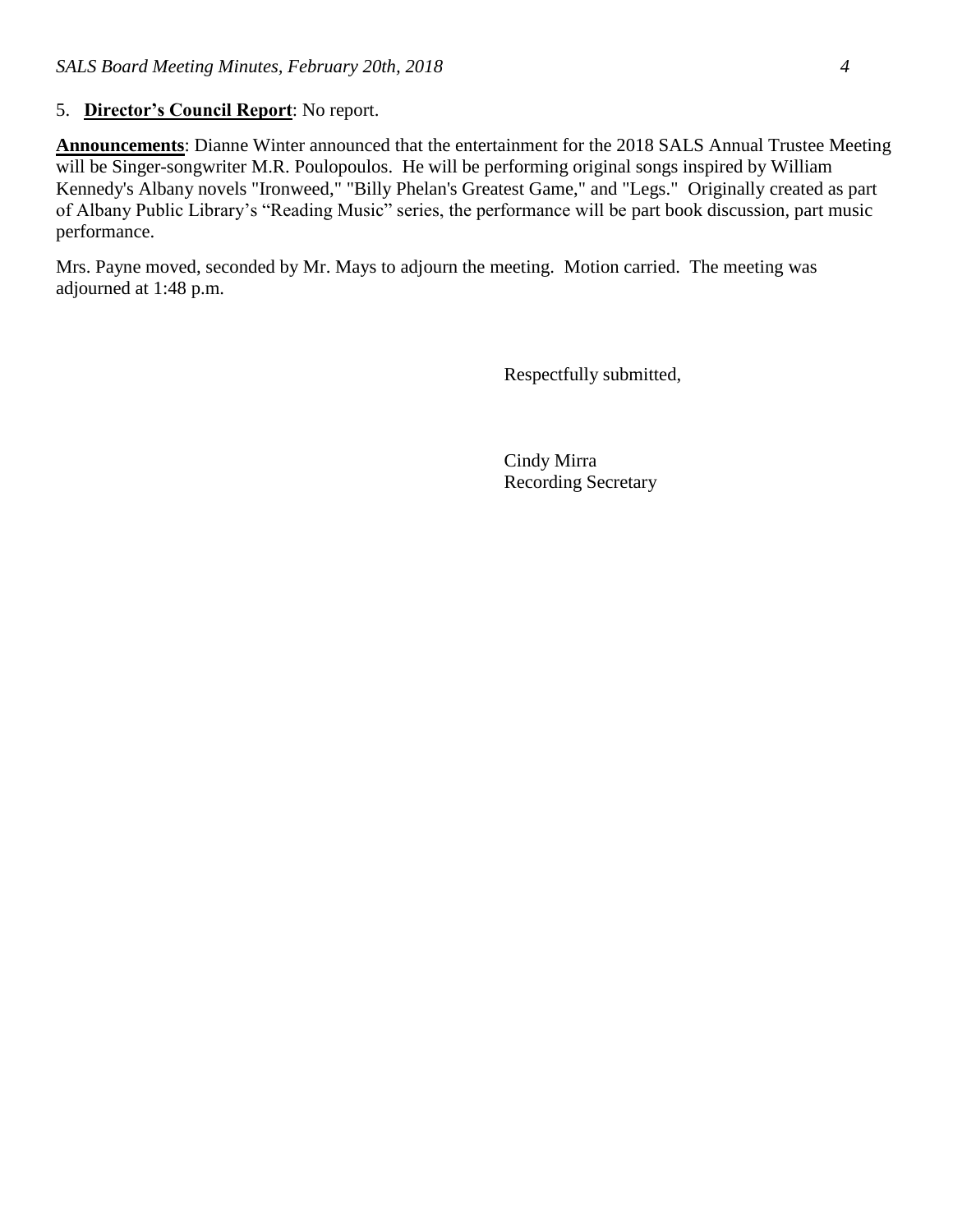5. **Director's Council Report**: No report.

**Announcements**: Dianne Winter announced that the entertainment for the 2018 SALS Annual Trustee Meeting will be Singer-songwriter M.R. Poulopoulos. He will be performing original songs inspired by William Kennedy's Albany novels "Ironweed," "Billy Phelan's Greatest Game," and "Legs." Originally created as part of Albany Public Library's "Reading Music" series, the performance will be part book discussion, part music performance.

Mrs. Payne moved, seconded by Mr. Mays to adjourn the meeting. Motion carried. The meeting was adjourned at 1:48 p.m.

Respectfully submitted,

Cindy Mirra
Recording Secretary